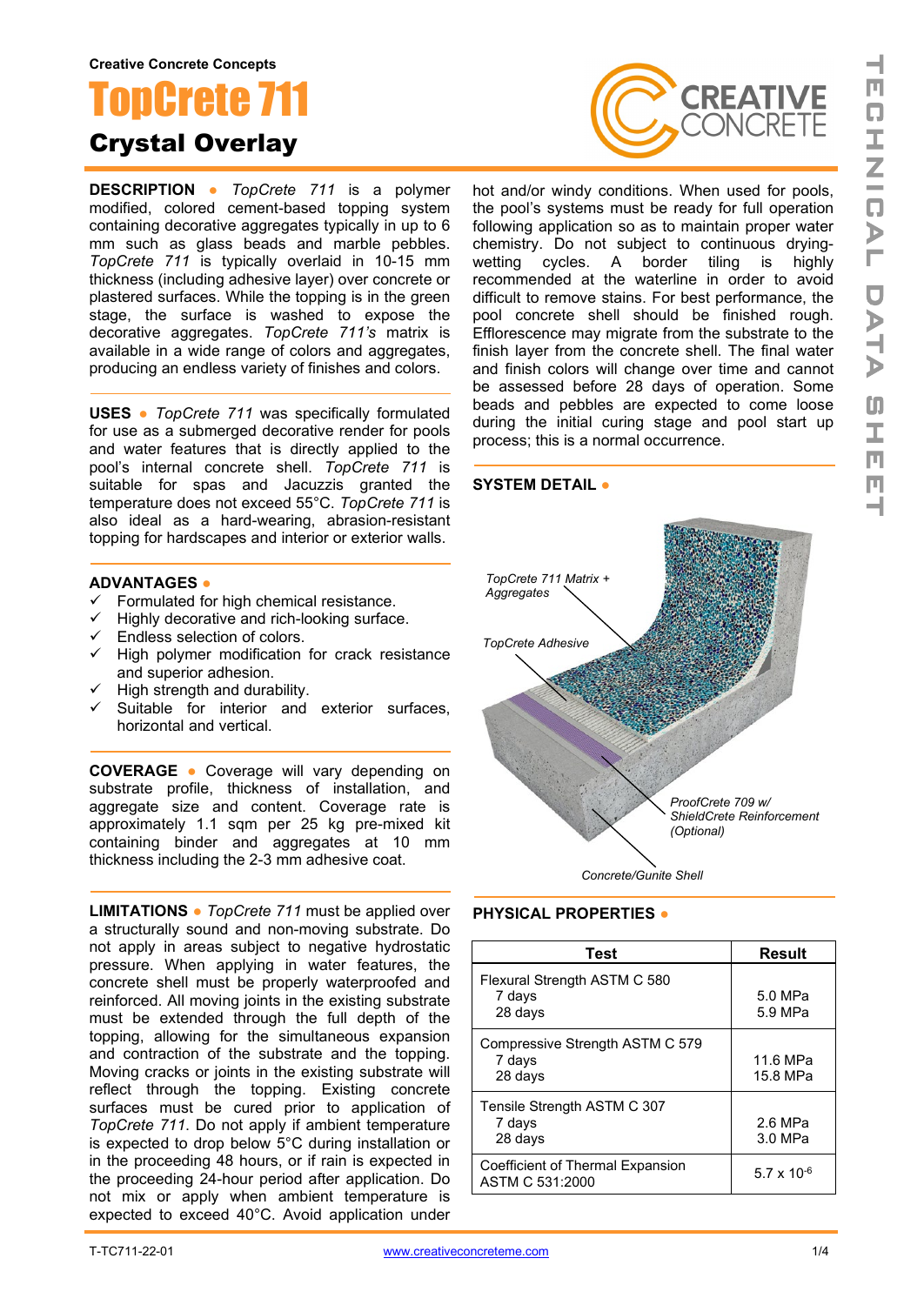Creative Concrete Concepts

# TopCrete 711

## Crystal Overlay

**DESCRIPTION** ● *TopCrete 711* is a polymer modified, colored cement-based topping system containing decorative aggregates typically in up to 6 mm such as glass beads and marble pebbles. *TopCrete 711* is typically overlaid in 10-15 mm thickness (including adhesive layer) over concrete or plastered surfaces. While the topping is in the green stage, the surface is washed to expose the decorative aggregates. *TopCrete 711's* matrix is available in a wide range of colors and aggregates, producing an endless variety of finishes and colors.

**USES** ● *TopCrete 711* was specifically formulated for use as a submerged decorative render for pools and water features that is directly applied to the pool's internal concrete shell. *TopCrete 711* is suitable for spas and Jacuzzis granted the temperature does not exceed 55°C. *TopCrete 711* is also ideal as a hard-wearing, abrasion-resistant topping for hardscapes and interior or exterior walls.

**ADVANTAGES** ●

- ✓ Formulated for high chemical resistance.
- ✓ Highly decorative and rich-looking surface.
- ✓ Endless selection of colors.
- ✓ High polymer modification for crack resistance and superior adhesion.
- ✓ High strength and durability.
- ✓ Suitable for interior and exterior surfaces, horizontal and vertical.

**COVERAGE** ● Coverage will vary depending on substrate profile, thickness of installation, and aggregate size and content. Coverage rate is approximately 1.1 sqm per 25 kg pre-mixed kit containing binder and aggregates at 10 mm thickness including the 2-3 mm adhesive coat.

**LIMITATIONS** ● *TopCrete 711* must be applied over a structurally sound and non-moving substrate. Do not apply in areas subject to negative hydrostatic pressure. When applying in water features, the concrete shell must be properly waterproofed and reinforced. All moving joints in the existing substrate must be extended through the full depth of the topping, allowing for the simultaneous expansion and contraction of the substrate and the topping. Moving cracks or joints in the existing substrate will reflect through the topping. Existing concrete surfaces must be cured prior to application of *TopCrete 711*. Do not apply if ambient temperature is expected to drop below 5°C during installation or in the proceeding 48 hours, or if rain is expected in the proceeding 24-hour period after application. Do not mix or apply when ambient temperature is expected to exceed 40°C. Avoid application under hot and/or windy conditions. When used for pools, the pool's systems must be ready for full operation following application so as to maintain proper water chemistry. Do not subject to continuous drying-wetting cycles. A border tiling is highly recommended at the waterline in order to avoid difficult to remove stains. For best performance, the pool concrete shell should be finished rough. Efflorescence may migrate from the substrate to the finish layer from the concrete shell. The final water and finish colors will change over time and cannot be assessed before 28 days of operation. Some beads and pebbles are expected to come loose during the initial curing stage and pool start up process; this is a normal occurrence.

**SYSTEM DETAIL** ●

*TopCrete 711 Matrix + Aggregates*

*TopCrete Adhesive*

*ProofCrete 709 w/ ShieldCrete Reinforcement (Optional)*

*Concrete/Gunite Shell*

**PHYSICAL PROPERTIES** ●

| Test | Result |
|---|---|
| Flexural Strength ASTM C 580<br>7 days<br>28 days | <br>5.0 MPa<br>5.9 MPa |
| Compressive Strength ASTM C 579<br>7 days<br>28 days | <br>11.6 MPa<br>15.8 MPa |
| Tensile Strength ASTM C 307<br>7 days<br>28 days | <br>2.6 MPa<br>3.0 MPa |
| Coefficient of Thermal Expansion ASTM C 531:2000 | $5.7 \times 10^{-6}$ |

T-TC711-22-01 www.creativeconcreteme.com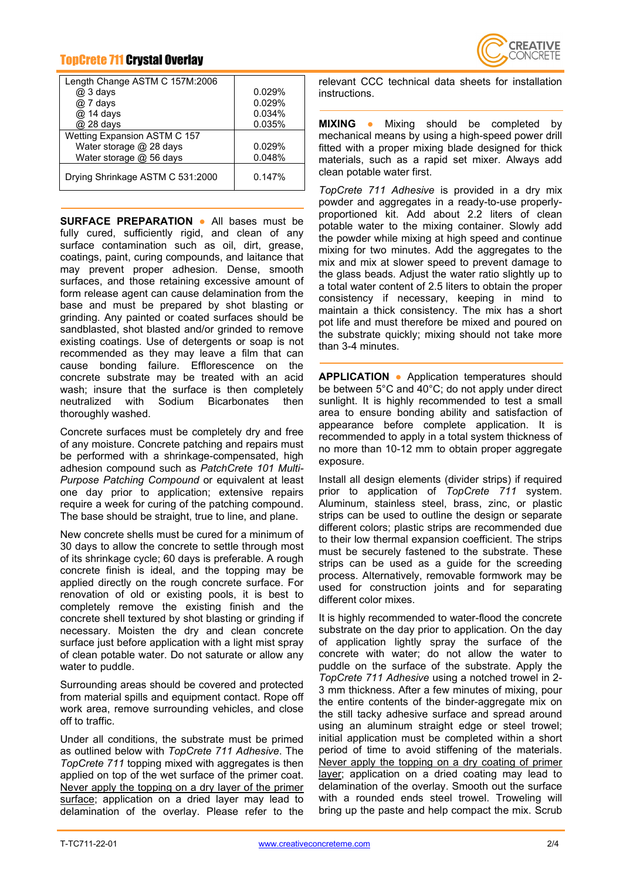| Property | Value |
|---|---|
| Length Change ASTM C 157M:2006 | |
| @ 3 days | 0.029% |
| @ 7 days | 0.029% |
| @ 14 days | 0.034% |
| @ 28 days | 0.035% |
| Wetting Expansion ASTM C 157 | |
| Water storage @ 28 days | 0.029% |
| Water storage @ 56 days | 0.048% |
| Drying Shrinkage ASTM C 531:2000 | 0.147% |

**SURFACE PREPARATION** ● All bases must be fully cured, sufficiently rigid, and clean of any surface contamination such as oil, dirt, grease, coatings, paint, curing compounds, and laitance that may prevent proper adhesion. Dense, smooth surfaces, and those retaining excessive amount of form release agent can cause delamination from the base and must be prepared by shot blasting or grinding. Any painted or coated surfaces should be sandblasted, shot blasted and/or grinded to remove existing coatings. Use of detergents or soap is not recommended as they may leave a film that can cause bonding failure. Efflorescence on the concrete substrate may be treated with an acid wash; insure that the surface is then completely neutralized with Sodium Bicarbonates then thoroughly washed.

Concrete surfaces must be completely dry and free of any moisture. Concrete patching and repairs must be performed with a shrinkage-compensated, high adhesion compound such as *PatchCrete 101 Multi-Purpose Patching Compound* or equivalent at least one day prior to application; extensive repairs require a week for curing of the patching compound. The base should be straight, true to line, and plane.

New concrete shells must be cured for a minimum of 30 days to allow the concrete to settle through most of its shrinkage cycle; 60 days is preferable. A rough concrete finish is ideal, and the topping may be applied directly on the rough concrete surface. For renovation of old or existing pools, it is best to completely remove the existing finish and the concrete shell textured by shot blasting or grinding if necessary. Moisten the dry and clean concrete surface just before application with a light mist spray of clean potable water. Do not saturate or allow any water to puddle.

Surrounding areas should be covered and protected from material spills and equipment contact. Rope off work area, remove surrounding vehicles, and close off to traffic.

Under all conditions, the substrate must be primed as outlined below with *TopCrete 711 Adhesive*. The *TopCrete 711* topping mixed with aggregates is then applied on top of the wet surface of the primer coat. <u>Never apply the topping on a dry layer of the primer surface</u>; application on a dried layer may lead to delamination of the overlay. Please refer to the relevant CCC technical data sheets for installation instructions.

**MIXING** ● Mixing should be completed by mechanical means by using a high-speed power drill fitted with a proper mixing blade designed for thick materials, such as a rapid set mixer. Always add clean potable water first.

*TopCrete 711 Adhesive* is provided in a dry mix powder and aggregates in a ready-to-use properly-proportioned kit. Add about 2.2 liters of clean potable water to the mixing container. Slowly add the powder while mixing at high speed and continue mixing for two minutes. Add the aggregates to the mix and mix at slower speed to prevent damage to the glass beads. Adjust the water ratio slightly up to a total water content of 2.5 liters to obtain the proper consistency if necessary, keeping in mind to maintain a thick consistency. The mix has a short pot life and must therefore be mixed and poured on the substrate quickly; mixing should not take more than 3-4 minutes.

**APPLICATION** ● Application temperatures should be between 5°C and 40°C; do not apply under direct sunlight. It is highly recommended to test a small area to ensure bonding ability and satisfaction of appearance before complete application. It is recommended to apply in a total system thickness of no more than 10-12 mm to obtain proper aggregate exposure.

Install all design elements (divider strips) if required prior to application of *TopCrete 711* system. Aluminum, stainless steel, brass, zinc, or plastic strips can be used to outline the design or separate different colors; plastic strips are recommended due to their low thermal expansion coefficient. The strips must be securely fastened to the substrate. These strips can be used as a guide for the screeding process. Alternatively, removable formwork may be used for construction joints and for separating different color mixes.

It is highly recommended to water-flood the concrete substrate on the day prior to application. On the day of application lightly spray the surface of the concrete with water; do not allow the water to puddle on the surface of the substrate. Apply the *TopCrete 711 Adhesive* using a notched trowel in 2-3 mm thickness. After a few minutes of mixing, pour the entire contents of the binder-aggregate mix on the still tacky adhesive surface and spread around using an aluminum straight edge or steel trowel; initial application must be completed within a short period of time to avoid stiffening of the materials. <u>Never apply the topping on a dry coating of primer layer</u>; application on a dried coating may lead to delamination of the overlay. Smooth out the surface with a rounded ends steel trowel. Troweling will bring up the paste and help compact the mix. Scrub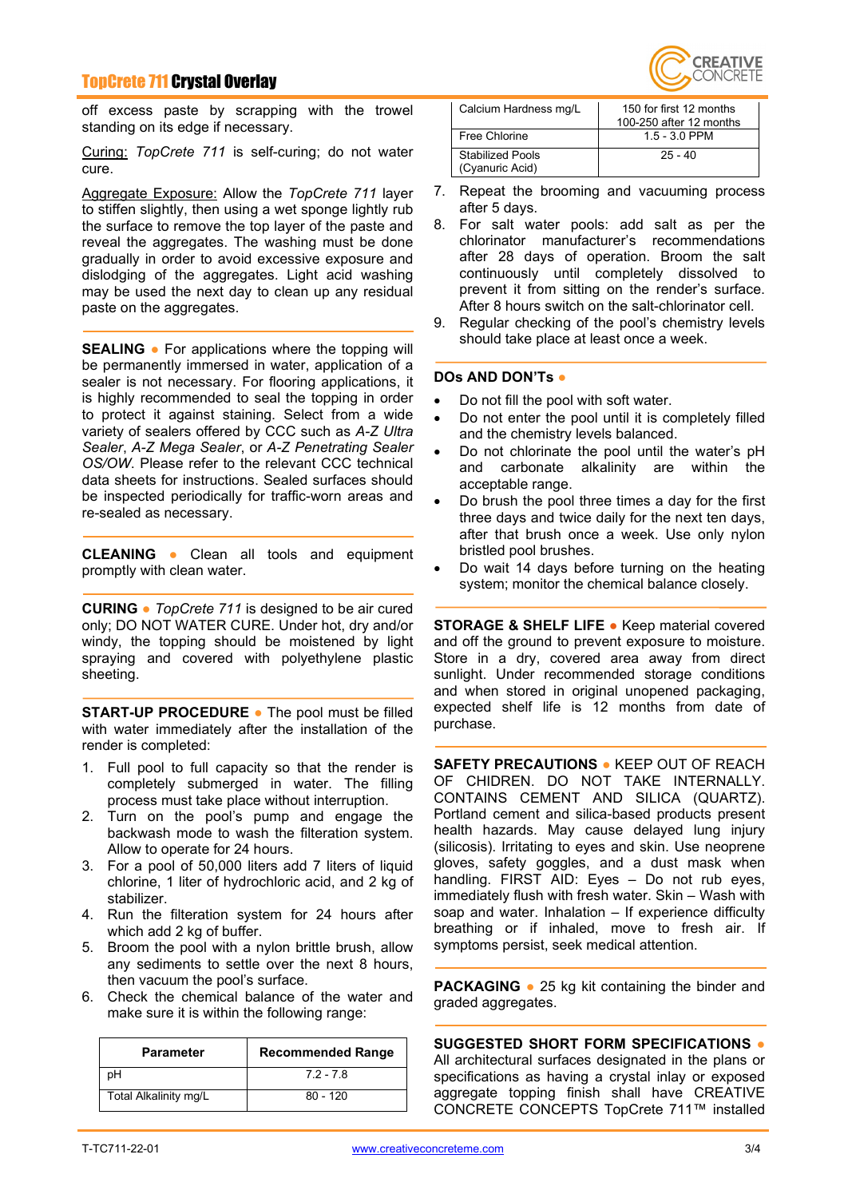off excess paste by scrapping with the trowel standing on its edge if necessary.

Curing: *TopCrete 711* is self-curing; do not water cure.

Aggregate Exposure: Allow the *TopCrete 711* layer to stiffen slightly, then using a wet sponge lightly rub the surface to remove the top layer of the paste and reveal the aggregates. The washing must be done gradually in order to avoid excessive exposure and dislodging of the aggregates. Light acid washing may be used the next day to clean up any residual paste on the aggregates.

**SEALING** ● For applications where the topping will be permanently immersed in water, application of a sealer is not necessary. For flooring applications, it is highly recommended to seal the topping in order to protect it against staining. Select from a wide variety of sealers offered by CCC such as *A-Z Ultra Sealer*, *A-Z Mega Sealer*, or *A-Z Penetrating Sealer OS/OW*. Please refer to the relevant CCC technical data sheets for instructions. Sealed surfaces should be inspected periodically for traffic-worn areas and re-sealed as necessary.

**CLEANING** ● Clean all tools and equipment promptly with clean water.

**CURING** ● *TopCrete 711* is designed to be air cured only; DO NOT WATER CURE. Under hot, dry and/or windy, the topping should be moistened by light spraying and covered with polyethylene plastic sheeting.

**START-UP PROCEDURE** ● The pool must be filled with water immediately after the installation of the render is completed:

1. Full pool to full capacity so that the render is completely submerged in water. The filling process must take place without interruption.
2. Turn on the pool's pump and engage the backwash mode to wash the filtration system. Allow to operate for 24 hours.
3. For a pool of 50,000 liters add 7 liters of liquid chlorine, 1 liter of hydrochloric acid, and 2 kg of stabilizer.
4. Run the filtration system for 24 hours after which add 2 kg of buffer.
5. Broom the pool with a nylon brittle brush, allow any sediments to settle over the next 8 hours, then vacuum the pool's surface.
6. Check the chemical balance of the water and make sure it is within the following range:

| Parameter | Recommended Range |
|---|---|
| pH | 7.2 - 7.8 |
| Total Alkalinity mg/L | 80 - 120 |
| Calcium Hardness mg/L | 150 for first 12 months<br>100-250 after 12 months |
| Free Chlorine | 1.5 - 3.0 PPM |
| Stabilized Pools (Cyanuric Acid) | 25 - 40 |

7. Repeat the brooming and vacuuming process after 5 days.
8. For salt water pools: add salt as per the chlorinator manufacturer's recommendations after 28 days of operation. Broom the salt continuously until completely dissolved to prevent it from sitting on the render's surface. After 8 hours switch on the salt-chlorinator cell.
9. Regular checking of the pool's chemistry levels should take place at least once a week.

**DOs AND DON'Ts** ●

- Do not fill the pool with soft water.
- Do not enter the pool until it is completely filled and the chemistry levels balanced.
- Do not chlorinate the pool until the water's pH and carbonate alkalinity are within the acceptable range.
- Do brush the pool three times a day for the first three days and twice daily for the next ten days, after that brush once a week. Use only nylon bristled pool brushes.
- Do wait 14 days before turning on the heating system; monitor the chemical balance closely.

**STORAGE & SHELF LIFE** ● Keep material covered and off the ground to prevent exposure to moisture. Store in a dry, covered area away from direct sunlight. Under recommended storage conditions and when stored in original unopened packaging, expected shelf life is 12 months from date of purchase.

**SAFETY PRECAUTIONS** ● KEEP OUT OF REACH OF CHIDREN. DO NOT TAKE INTERNALLY. CONTAINS CEMENT AND SILICA (QUARTZ). Portland cement and silica-based products present health hazards. May cause delayed lung injury (silicosis). Irritating to eyes and skin. Use neoprene gloves, safety goggles, and a dust mask when handling. FIRST AID: Eyes – Do not rub eyes, immediately flush with fresh water. Skin – Wash with soap and water. Inhalation – If experience difficulty breathing or if inhaled, move to fresh air. If symptoms persist, seek medical attention.

**PACKAGING** ● 25 kg kit containing the binder and graded aggregates.

**SUGGESTED SHORT FORM SPECIFICATIONS** ●
All architectural surfaces designated in the plans or specifications as having a crystal inlay or exposed aggregate topping finish shall have CREATIVE CONCRETE CONCEPTS TopCrete 711™ installed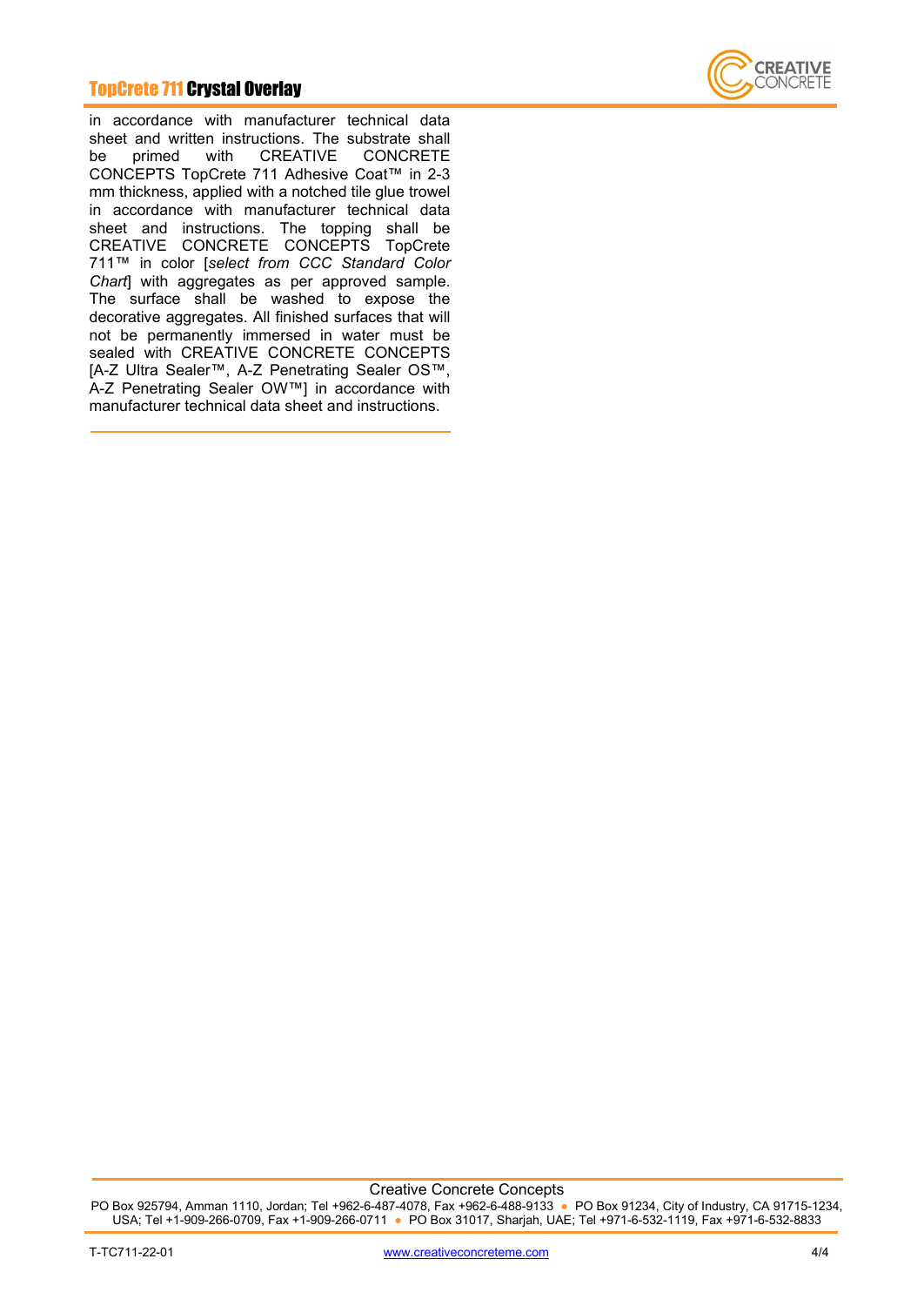in accordance with manufacturer technical data sheet and written instructions. The substrate shall be primed with CREATIVE CONCRETE CONCEPTS TopCrete 711 Adhesive Coat™ in 2-3 mm thickness, applied with a notched tile glue trowel in accordance with manufacturer technical data sheet and instructions. The topping shall be CREATIVE CONCRETE CONCEPTS TopCrete 711™ in color [*select from CCC Standard Color Chart*] with aggregates as per approved sample. The surface shall be washed to expose the decorative aggregates. All finished surfaces that will not be permanently immersed in water must be sealed with CREATIVE CONCRETE CONCEPTS [A-Z Ultra Sealer™, A-Z Penetrating Sealer OS™, A-Z Penetrating Sealer OW™] in accordance with manufacturer technical data sheet and instructions.